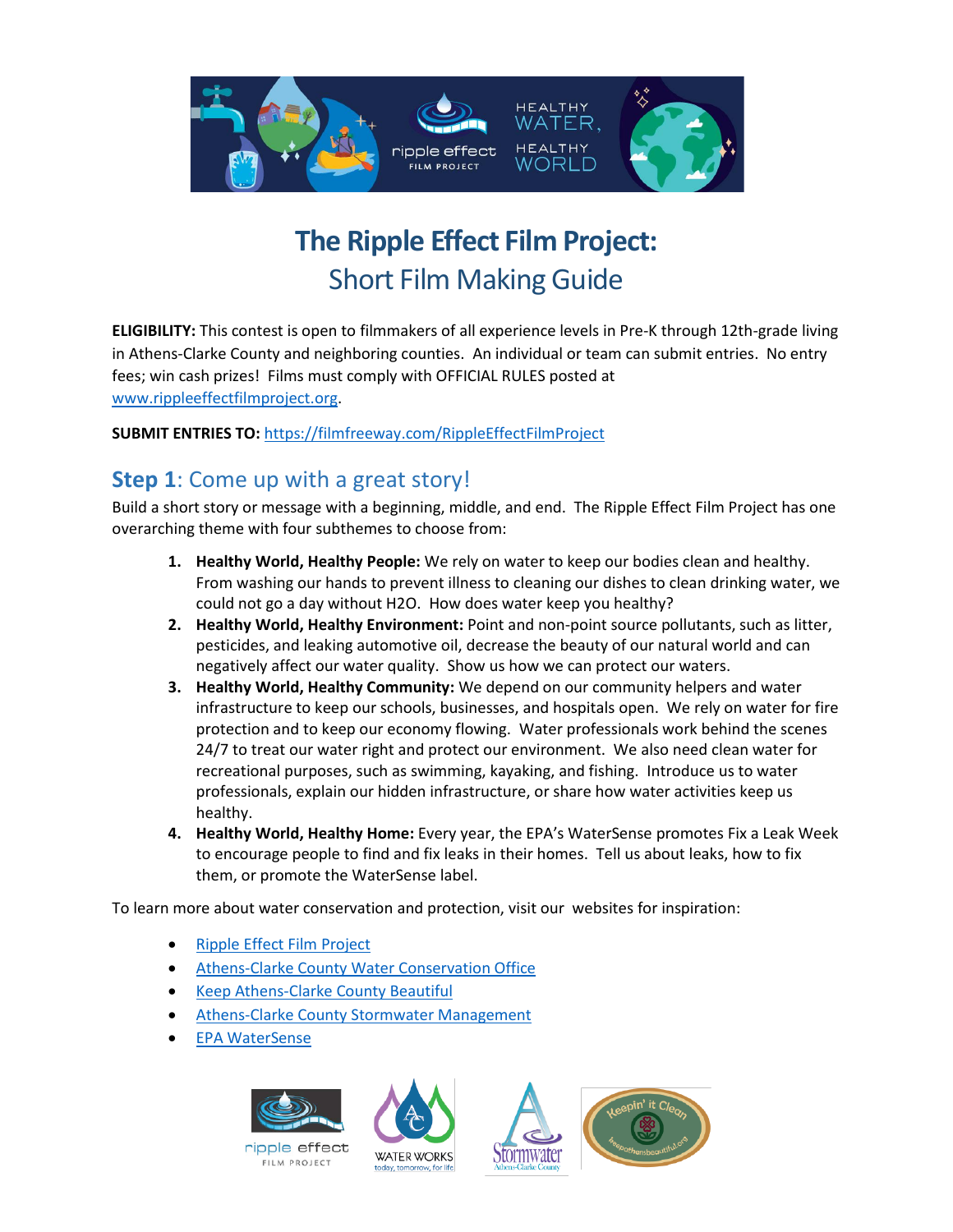# The Ripple Effect Film Project:
## Short Film Making Guide

**ELIGIBILITY:** This contest is open to filmmakers of all experience levels in Pre-K through 12th-grade living in Athens-Clarke County and neighboring counties. An individual or team can submit entries. No entry fees; win cash prizes! Films must comply with OFFICIAL RULES posted at [www.rippleeffectfilmproject.org](www.rippleeffectfilmproject.org).

**SUBMIT ENTRIES TO:** [https://filmfreeway.com/RippleEffectFilmProject](https://filmfreeway.com/RippleEffectFilmProject)

## **Step 1**: Come up with a great story!

Build a short story or message with a beginning, middle, and end. The Ripple Effect Film Project has one overarching theme with four subthemes to choose from:

1. **Healthy World, Healthy People:** We rely on water to keep our bodies clean and healthy. From washing our hands to prevent illness to cleaning our dishes to clean drinking water, we could not go a day without H2O. How does water keep you healthy?
2. **Healthy World, Healthy Environment:** Point and non-point source pollutants, such as litter, pesticides, and leaking automotive oil, decrease the beauty of our natural world and can negatively affect our water quality. Show us how we can protect our waters.
3. **Healthy World, Healthy Community:** We depend on our community helpers and water infrastructure to keep our schools, businesses, and hospitals open. We rely on water for fire protection and to keep our economy flowing. Water professionals work behind the scenes 24/7 to treat our water right and protect our environment. We also need clean water for recreational purposes, such as swimming, kayaking, and fishing. Introduce us to water professionals, explain our hidden infrastructure, or share how water activities keep us healthy.
4. **Healthy World, Healthy Home:** Every year, the EPA's WaterSense promotes Fix a Leak Week to encourage people to find and fix leaks in their homes. Tell us about leaks, how to fix them, or promote the WaterSense label.

To learn more about water conservation and protection, visit our websites for inspiration:

- Ripple Effect Film Project
- Athens-Clarke County Water Conservation Office
- Keep Athens-Clarke County Beautiful
- Athens-Clarke County Stormwater Management
- EPA WaterSense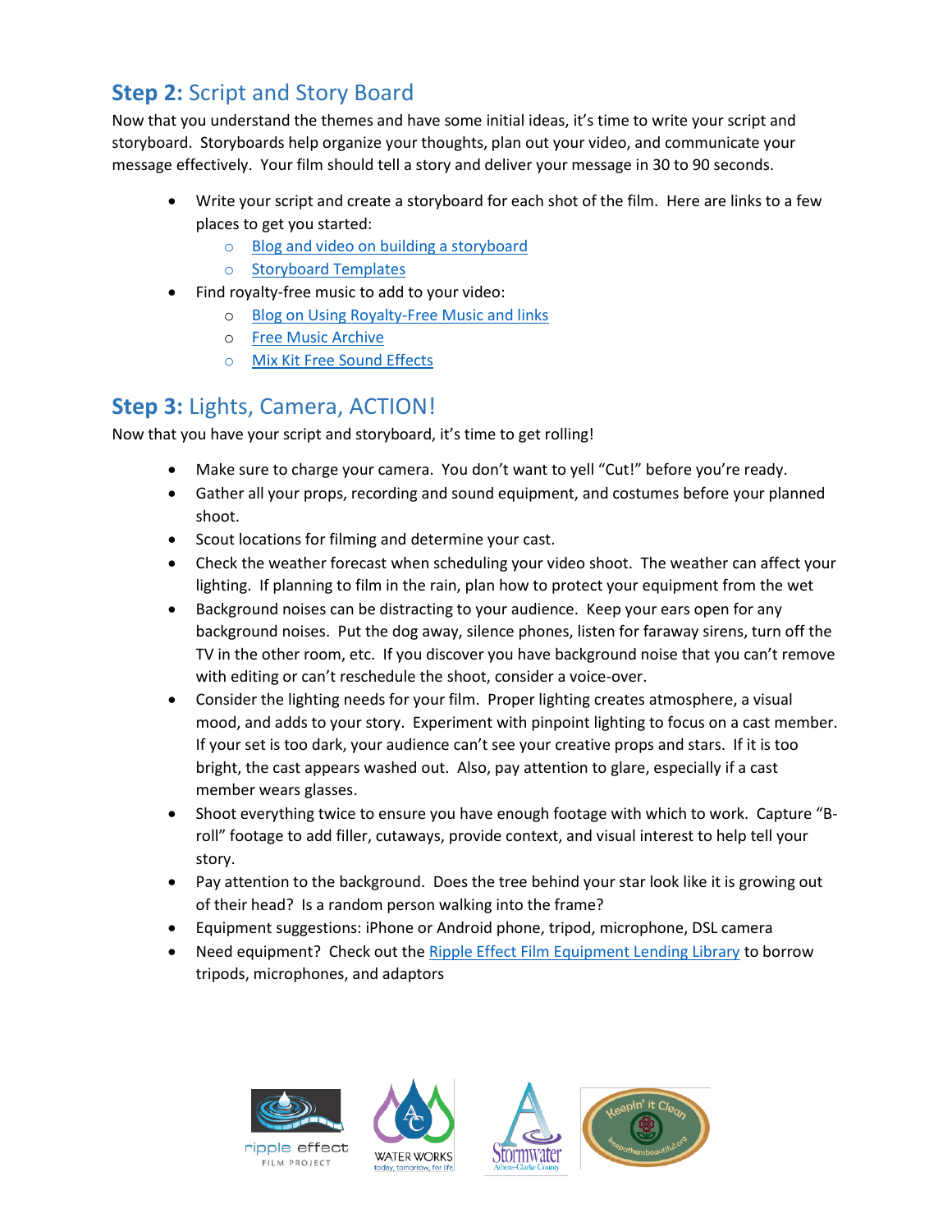## **Step 2:** Script and Story Board

Now that you understand the themes and have some initial ideas, it's time to write your script and storyboard. Storyboards help organize your thoughts, plan out your video, and communicate your message effectively. Your film should tell a story and deliver your message in 30 to 90 seconds.

- Write your script and create a storyboard for each shot of the film. Here are links to a few places to get you started:
  - Blog and video on building a storyboard
  - Storyboard Templates
- Find royalty-free music to add to your video:
  - Blog on Using Royalty-Free Music and links
  - Free Music Archive
  - Mix Kit Free Sound Effects

## **Step 3:** Lights, Camera, ACTION!

Now that you have your script and storyboard, it's time to get rolling!

- Make sure to charge your camera. You don't want to yell "Cut!" before you're ready.
- Gather all your props, recording and sound equipment, and costumes before your planned shoot.
- Scout locations for filming and determine your cast.
- Check the weather forecast when scheduling your video shoot. The weather can affect your lighting. If planning to film in the rain, plan how to protect your equipment from the wet
- Background noises can be distracting to your audience. Keep your ears open for any background noises. Put the dog away, silence phones, listen for faraway sirens, turn off the TV in the other room, etc. If you discover you have background noise that you can't remove with editing or can't reschedule the shoot, consider a voice-over.
- Consider the lighting needs for your film. Proper lighting creates atmosphere, a visual mood, and adds to your story. Experiment with pinpoint lighting to focus on a cast member. If your set is too dark, your audience can't see your creative props and stars. If it is too bright, the cast appears washed out. Also, pay attention to glare, especially if a cast member wears glasses.
- Shoot everything twice to ensure you have enough footage with which to work. Capture "B-roll" footage to add filler, cutaways, provide context, and visual interest to help tell your story.
- Pay attention to the background. Does the tree behind your star look like it is growing out of their head? Is a random person walking into the frame?
- Equipment suggestions: iPhone or Android phone, tripod, microphone, DSL camera
- Need equipment? Check out the Ripple Effect Film Equipment Lending Library to borrow tripods, microphones, and adaptors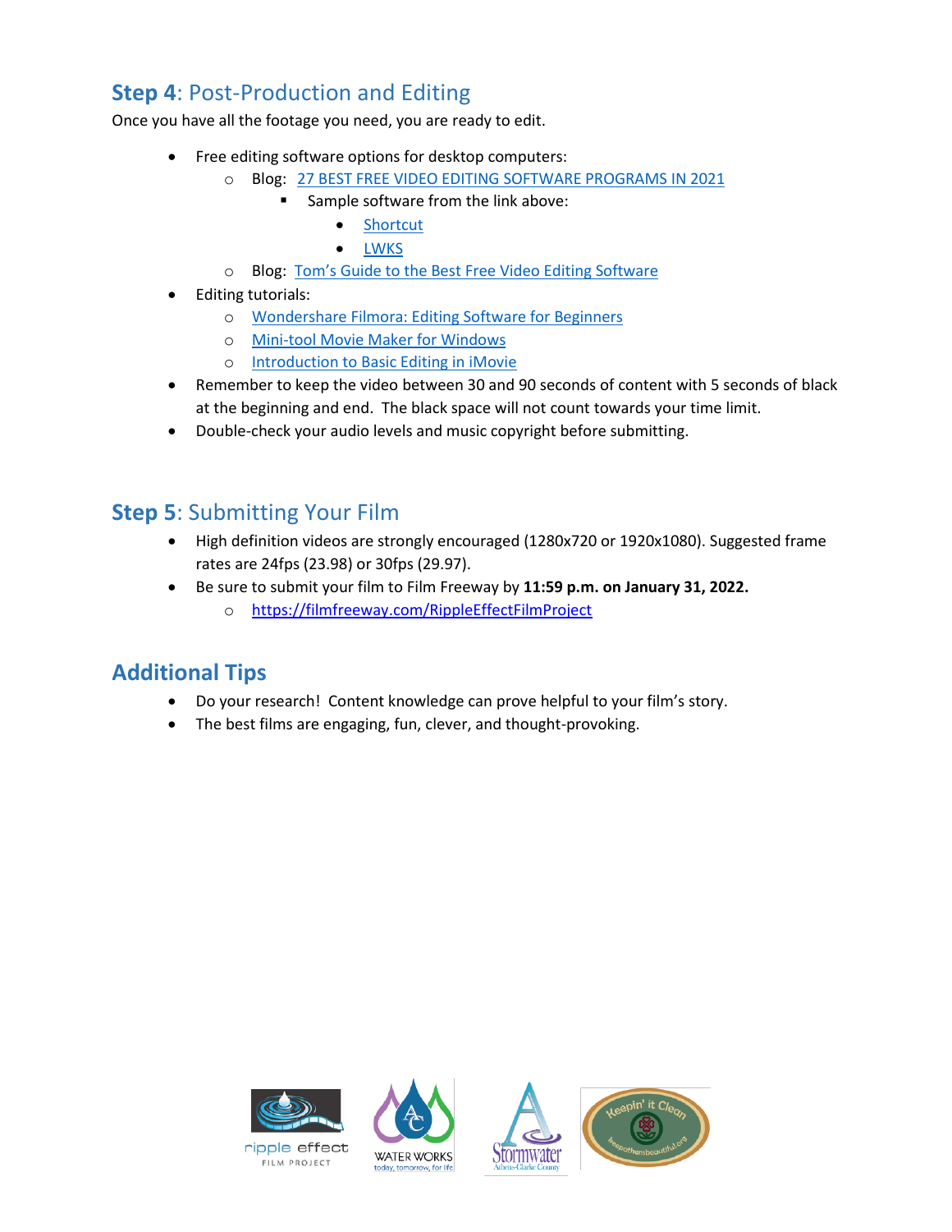## **Step 4**: Post-Production and Editing

Once you have all the footage you need, you are ready to edit.

- Free editing software options for desktop computers:
  - Blog: [27 BEST FREE VIDEO EDITING SOFTWARE PROGRAMS IN 2021]()
    - Sample software from the link above:
      - [Shortcut]()
      - [LWKS]()
  - Blog: [Tom's Guide to the Best Free Video Editing Software]()
- Editing tutorials:
  - [Wondershare Filmora: Editing Software for Beginners]()
  - [Mini-tool Movie Maker for Windows]()
  - [Introduction to Basic Editing in iMovie]()
- Remember to keep the video between 30 and 90 seconds of content with 5 seconds of black at the beginning and end. The black space will not count towards your time limit.
- Double-check your audio levels and music copyright before submitting.

## **Step 5**: Submitting Your Film

- High definition videos are strongly encouraged (1280x720 or 1920x1080). Suggested frame rates are 24fps (23.98) or 30fps (29.97).
- Be sure to submit your film to Film Freeway by **11:59 p.m. on January 31, 2022.**
  - https://filmfreeway.com/RippleEffectFilmProject

## **Additional Tips**

- Do your research! Content knowledge can prove helpful to your film's story.
- The best films are engaging, fun, clever, and thought-provoking.